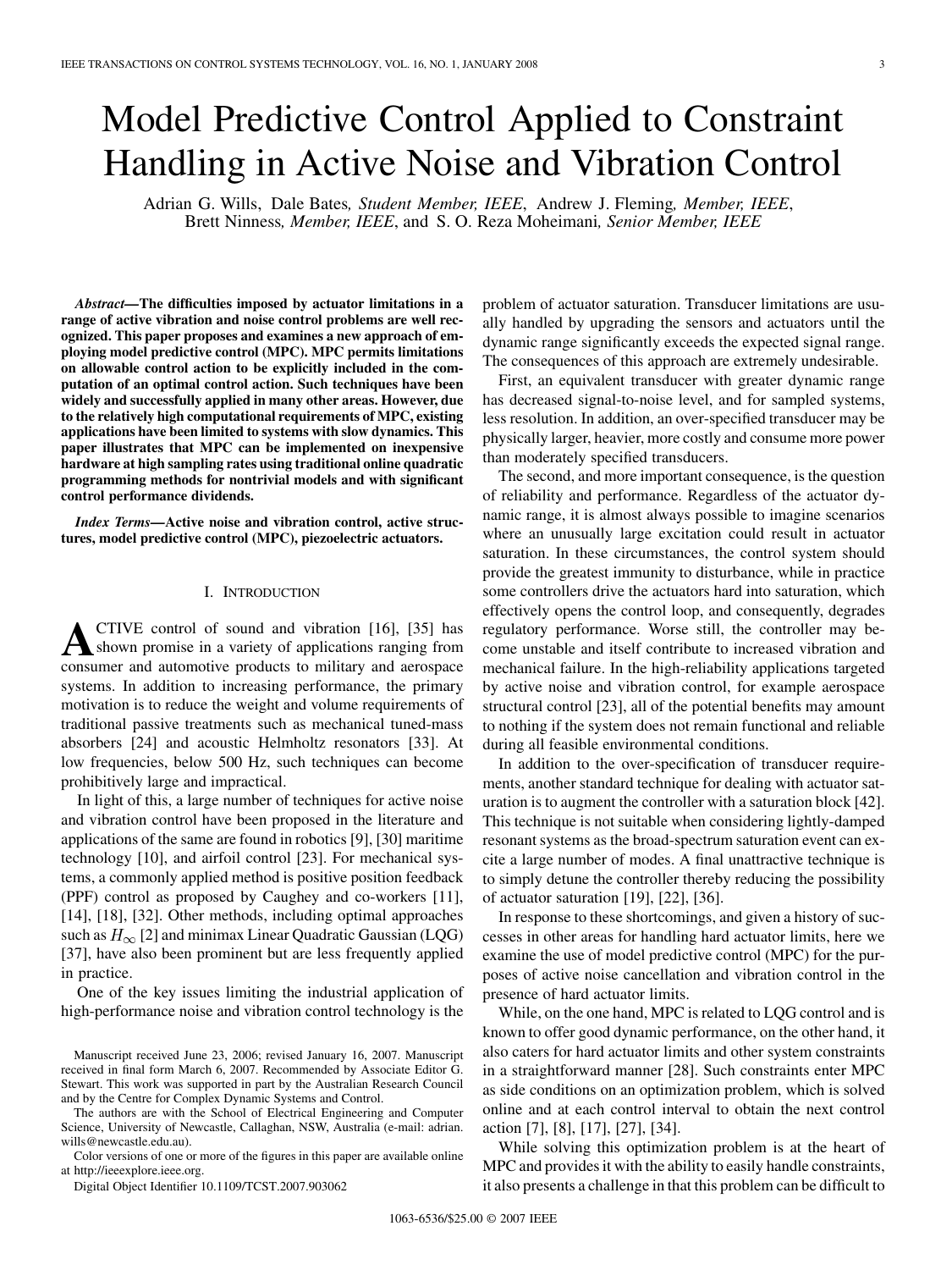# Model Predictive Control Applied to Constraint Handling in Active Noise and Vibration Control

Adrian G. Wills, Dale Bates, *Student Member, IEEE*, Andrew J. Fleming, *Member, IEEE*, Brett Ninness, *Member, IEEE*, and S. O. Reza Moheimani, *Senior Member, IEEE*

***Abstract*—The difficulties imposed by actuator limitations in a range of active vibration and noise control problems are well recognized. This paper proposes and examines a new approach of employing model predictive control (MPC). MPC permits limitations on allowable control action to be explicitly included in the computation of an optimal control action. Such techniques have been widely and successfully applied in many other areas. However, due to the relatively high computational requirements of MPC, existing applications have been limited to systems with slow dynamics. This paper illustrates that MPC can be implemented on inexpensive hardware at high sampling rates using traditional online quadratic programming methods for nontrivial models and with significant control performance dividends.**

***Index Terms*—Active noise and vibration control, active structures, model predictive control (MPC), piezoelectric actuators.**

## I. Introduction

Active control of sound and vibration [16], [35] has shown promise in a variety of applications ranging from consumer and automotive products to military and aerospace systems. In addition to increasing performance, the primary motivation is to reduce the weight and volume requirements of traditional passive treatments such as mechanical tuned-mass absorbers [24] and acoustic Helmholtz resonators [33]. At low frequencies, below 500 Hz, such techniques can become prohibitively large and impractical.

In light of this, a large number of techniques for active noise and vibration control have been proposed in the literature and applications of the same are found in robotics [9], [30] maritime technology [10], and airfoil control [23]. For mechanical systems, a commonly applied method is positive position feedback (PPF) control as proposed by Caughey and co-workers [11], [14], [18], [32]. Other methods, including optimal approaches such as $H_\infty$ [2] and minimax Linear Quadratic Gaussian (LQG) [37], have also been prominent but are less frequently applied in practice.

One of the key issues limiting the industrial application of high-performance noise and vibration control technology is the problem of actuator saturation. Transducer limitations are usually handled by upgrading the sensors and actuators until the dynamic range significantly exceeds the expected signal range. The consequences of this approach are extremely undesirable.

First, an equivalent transducer with greater dynamic range has decreased signal-to-noise level, and for sampled systems, less resolution. In addition, an over-specified transducer may be physically larger, heavier, more costly and consume more power than moderately specified transducers.

The second, and more important consequence, is the question of reliability and performance. Regardless of the actuator dynamic range, it is almost always possible to imagine scenarios where an unusually large excitation could result in actuator saturation. In these circumstances, the control system should provide the greatest immunity to disturbance, while in practice some controllers drive the actuators hard into saturation, which effectively opens the control loop, and consequently, degrades regulatory performance. Worse still, the controller may become unstable and itself contribute to increased vibration and mechanical failure. In the high-reliability applications targeted by active noise and vibration control, for example aerospace structural control [23], all of the potential benefits may amount to nothing if the system does not remain functional and reliable during all feasible environmental conditions.

In addition to the over-specification of transducer requirements, another standard technique for dealing with actuator saturation is to augment the controller with a saturation block [42]. This technique is not suitable when considering lightly-damped resonant systems as the broad-spectrum saturation event can excite a large number of modes. A final unattractive technique is to simply detune the controller thereby reducing the possibility of actuator saturation [19], [22], [36].

In response to these shortcomings, and given a history of successes in other areas for handling hard actuator limits, here we examine the use of model predictive control (MPC) for the purposes of active noise cancellation and vibration control in the presence of hard actuator limits.

While, on the one hand, MPC is related to LQG control and is known to offer good dynamic performance, on the other hand, it also caters for hard actuator limits and other system constraints in a straightforward manner [28]. Such constraints enter MPC as side conditions on an optimization problem, which is solved online and at each control interval to obtain the next control action [7], [8], [17], [27], [34].

While solving this optimization problem is at the heart of MPC and provides it with the ability to easily handle constraints, it also presents a challenge in that this problem can be difficult to

Manuscript received June 23, 2006; revised January 16, 2007. Manuscript received in final form March 6, 2007. Recommended by Associate Editor G. Stewart. This work was supported in part by the Australian Research Council and by the Centre for Complex Dynamic Systems and Control.

The authors are with the School of Electrical Engineering and Computer Science, University of Newcastle, Callaghan, NSW, Australia (e-mail: adrian.wills@newcastle.edu.au).

Color versions of one or more of the figures in this paper are available online at http://ieeexplore.ieee.org.

Digital Object Identifier 10.1109/TCST.2007.903062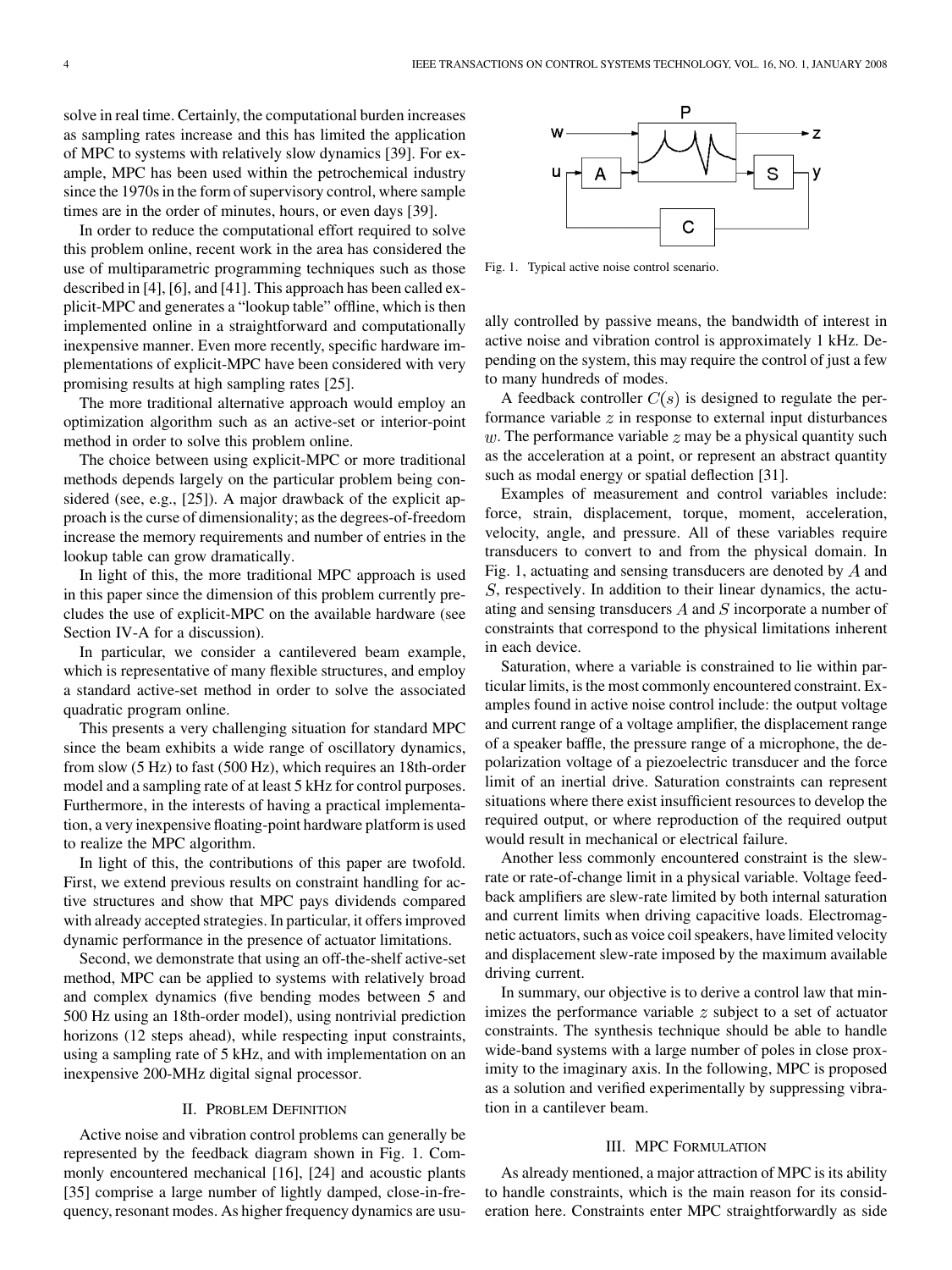solve in real time. Certainly, the computational burden increases as sampling rates increase and this has limited the application of MPC to systems with relatively slow dynamics [39]. For example, MPC has been used within the petrochemical industry since the 1970s in the form of supervisory control, where sample times are in the order of minutes, hours, or even days [39].

In order to reduce the computational effort required to solve this problem online, recent work in the area has considered the use of multiparametric programming techniques such as those described in [4], [6], and [41]. This approach has been called explicit-MPC and generates a "lookup table" offline, which is then implemented online in a straightforward and computationally inexpensive manner. Even more recently, specific hardware implementations of explicit-MPC have been considered with very promising results at high sampling rates [25].

The more traditional alternative approach would employ an optimization algorithm such as an active-set or interior-point method in order to solve this problem online.

The choice between using explicit-MPC or more traditional methods depends largely on the particular problem being considered (see, e.g., [25]). A major drawback of the explicit approach is the curse of dimensionality; as the degrees-of-freedom increase the memory requirements and number of entries in the lookup table can grow dramatically.

In light of this, the more traditional MPC approach is used in this paper since the dimension of this problem currently precludes the use of explicit-MPC on the available hardware (see Section IV-A for a discussion).

In particular, we consider a cantilevered beam example, which is representative of many flexible structures, and employ a standard active-set method in order to solve the associated quadratic program online.

This presents a very challenging situation for standard MPC since the beam exhibits a wide range of oscillatory dynamics, from slow (5 Hz) to fast (500 Hz), which requires an 18th-order model and a sampling rate of at least 5 kHz for control purposes. Furthermore, in the interests of having a practical implementation, a very inexpensive floating-point hardware platform is used to realize the MPC algorithm.

In light of this, the contributions of this paper are twofold. First, we extend previous results on constraint handling for active structures and show that MPC pays dividends compared with already accepted strategies. In particular, it offers improved dynamic performance in the presence of actuator limitations.

Second, we demonstrate that using an off-the-shelf active-set method, MPC can be applied to systems with relatively broad and complex dynamics (five bending modes between 5 and 500 Hz using an 18th-order model), using nontrivial prediction horizons (12 steps ahead), while respecting input constraints, using a sampling rate of 5 kHz, and with implementation on an inexpensive 200-MHz digital signal processor.

## II. Problem Definition

Active noise and vibration control problems can generally be represented by the feedback diagram shown in Fig. 1. Commonly encountered mechanical [16], [24] and acoustic plants [35] comprise a large number of lightly damped, close-in-frequency, resonant modes. As higher frequency dynamics are usually controlled by passive means, the bandwidth of interest in active noise and vibration control is approximately 1 kHz. Depending on the system, this may require the control of just a few to many hundreds of modes.

Fig. 1. Typical active noise control scenario.

A feedback controller $C(s)$ is designed to regulate the performance variable $z$ in response to external input disturbances $w$. The performance variable $z$ may be a physical quantity such as the acceleration at a point, or represent an abstract quantity such as modal energy or spatial deflection [31].

Examples of measurement and control variables include: force, strain, displacement, torque, moment, acceleration, velocity, angle, and pressure. All of these variables require transducers to convert to and from the physical domain. In Fig. 1, actuating and sensing transducers are denoted by $A$ and $S$, respectively. In addition to their linear dynamics, the actuating and sensing transducers $A$ and $S$ incorporate a number of constraints that correspond to the physical limitations inherent in each device.

Saturation, where a variable is constrained to lie within particular limits, is the most commonly encountered constraint. Examples found in active noise control include: the output voltage and current range of a voltage amplifier, the displacement range of a speaker baffle, the pressure range of a microphone, the depolarization voltage of a piezoelectric transducer and the force limit of an inertial drive. Saturation constraints can represent situations where there exist insufficient resources to develop the required output, or where reproduction of the required output would result in mechanical or electrical failure.

Another less commonly encountered constraint is the slew-rate or rate-of-change limit in a physical variable. Voltage feedback amplifiers are slew-rate limited by both internal saturation and current limits when driving capacitive loads. Electromagnetic actuators, such as voice coil speakers, have limited velocity and displacement slew-rate imposed by the maximum available driving current.

In summary, our objective is to derive a control law that minimizes the performance variable $z$ subject to a set of actuator constraints. The synthesis technique should be able to handle wide-band systems with a large number of poles in close proximity to the imaginary axis. In the following, MPC is proposed as a solution and verified experimentally by suppressing vibration in a cantilever beam.

## III. MPC Formulation

As already mentioned, a major attraction of MPC is its ability to handle constraints, which is the main reason for its consideration here. Constraints enter MPC straightforwardly as side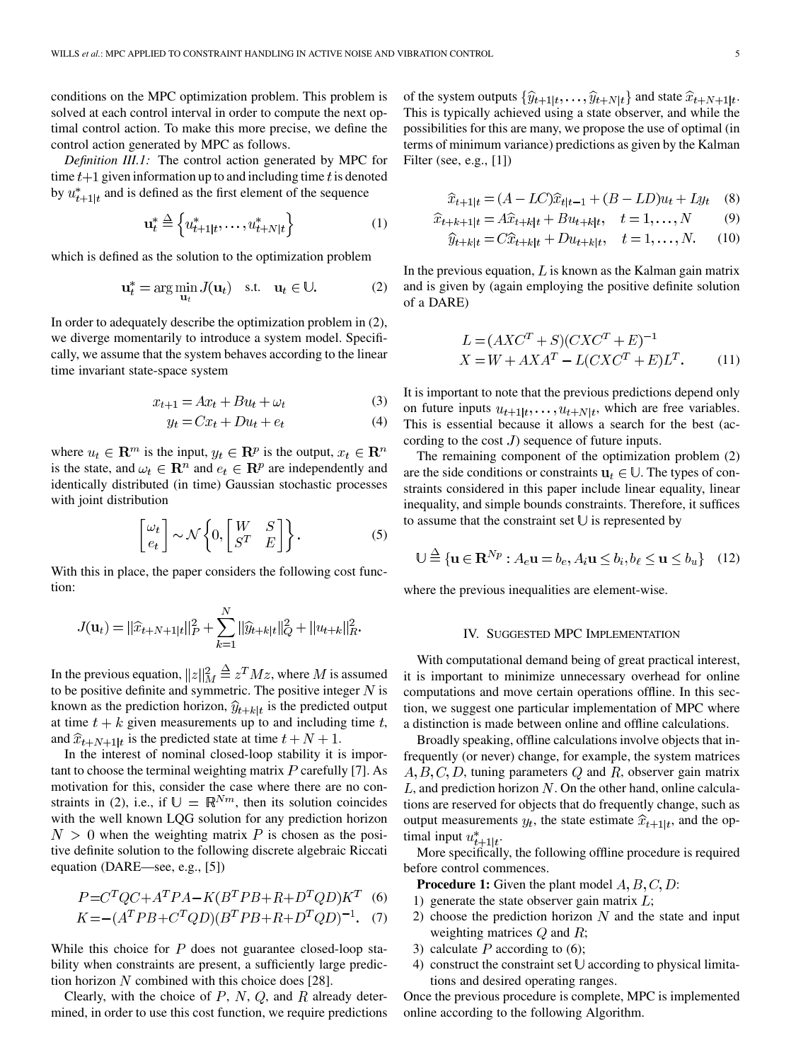conditions on the MPC optimization problem. This problem is solved at each control interval in order to compute the next optimal control action. To make this more precise, we define the control action generated by MPC as follows.

*Definition III.1:* The control action generated by MPC for time $t+1$ given information up to and including time $t$ is denoted by $u^*_{t+1|t}$ and is defined as the first element of the sequence

$$\mathbf{u}^*_t \triangleq \left\{u^*_{t+1|t}, \ldots, u^*_{t+N|t}\right\} \tag{1}$$

which is defined as the solution to the optimization problem

$$\mathbf{u}^*_t = \arg\min_{\mathbf{u}_t} J(\mathbf{u}_t) \quad \text{s.t.} \quad \mathbf{u}_t \in \mathbb{U}. \tag{2}$$

In order to adequately describe the optimization problem in (2), we diverge momentarily to introduce a system model. Specifically, we assume that the system behaves according to the linear time invariant state-space system

$$x_{t+1} = Ax_t + Bu_t + \omega_t \tag{3}$$

$$y_t = Cx_t + Du_t + e_t \tag{4}$$

where $u_t \in \mathbf{R}^m$ is the input, $y_t \in \mathbf{R}^p$ is the output, $x_t \in \mathbf{R}^n$ is the state, and $\omega_t \in \mathbf{R}^n$ and $e_t \in \mathbf{R}^p$ are independently and identically distributed (in time) Gaussian stochastic processes with joint distribution

$$\begin{bmatrix} \omega_t \\ e_t \end{bmatrix} \sim \mathcal{N}\left\{0, \begin{bmatrix} W & S \\ S^T & E \end{bmatrix}\right\}. \tag{5}$$

With this in place, the paper considers the following cost function:

$$J(\mathbf{u}_t) = \|\widehat{x}_{t+N+1|t}\|^2_P + \sum_{k=1}^{N} \|\widehat{y}_{t+k|t}\|^2_Q + \|u_{t+k}\|^2_R.$$

In the previous equation, $\|z\|^2_M \triangleq z^T M z$, where $M$ is assumed to be positive definite and symmetric. The positive integer $N$ is known as the prediction horizon, $\widehat{y}_{t+k|t}$ is the predicted output at time $t+k$ given measurements up to and including time $t$, and $\widehat{x}_{t+N+1|t}$ is the predicted state at time $t+N+1$.

In the interest of nominal closed-loop stability it is important to choose the terminal weighting matrix $P$ carefully [7]. As motivation for this, consider the case where there are no constraints in (2), i.e., if $\mathbb{U} = \mathbb{R}^{Nm}$, then its solution coincides with the well known LQG solution for any prediction horizon $N > 0$ when the weighting matrix $P$ is chosen as the positive definite solution to the following discrete algebraic Riccati equation (DARE—see, e.g., [5])

$$P = C^T QC + A^T PA - K(B^T PB + R + D^T QD)K^T \tag{6}$$

$$K = -(A^T PB + C^T QD)(B^T PB + R + D^T QD)^{-1}. \tag{7}$$

While this choice for $P$ does not guarantee closed-loop stability when constraints are present, a sufficiently large prediction horizon $N$ combined with this choice does [28].

Clearly, with the choice of $P$, $N$, $Q$, and $R$ already determined, in order to use this cost function, we require predictions of the system outputs $\{\widehat{y}_{t+1|t}, \ldots, \widehat{y}_{t+N|t}\}$ and state $\widehat{x}_{t+N+1|t}$. This is typically achieved using a state observer, and while the possibilities for this are many, we propose the use of optimal (in terms of minimum variance) predictions as given by the Kalman Filter (see, e.g., [1])

$$\widehat{x}_{t+1|t} = (A - LC)\widehat{x}_{t|t-1} + (B - LD)u_t + Ly_t \tag{8}$$

$$\widehat{x}_{t+k+1|t} = A\widehat{x}_{t+k|t} + Bu_{t+k|t}, \quad t = 1, \ldots, N \tag{9}$$

$$\widehat{y}_{t+k|t} = C\widehat{x}_{t+k|t} + Du_{t+k|t}, \quad t = 1, \ldots, N. \tag{10}$$

In the previous equation, $L$ is known as the Kalman gain matrix and is given by (again employing the positive definite solution of a DARE)

$$L = (AXC^T + S)(CXC^T + E)^{-1}$$
$$X = W + AXA^T - L(CXC^T + E)L^T. \tag{11}$$

It is important to note that the previous predictions depend only on future inputs $u_{t+1|t}, \ldots, u_{t+N|t}$, which are free variables. This is essential because it allows a search for the best (according to the cost $J$) sequence of future inputs.

The remaining component of the optimization problem (2) are the side conditions or constraints $\mathbf{u}_t \in \mathbb{U}$. The types of constraints considered in this paper include linear equality, linear inequality, and simple bounds constraints. Therefore, it suffices to assume that the constraint set $\mathbb{U}$ is represented by

$$\mathbb{U} \triangleq \{\mathbf{u} \in \mathbf{R}^{Np} : A_e\mathbf{u} = b_e, A_i\mathbf{u} \le b_i, b_\ell \le \mathbf{u} \le b_u\} \tag{12}$$

where the previous inequalities are element-wise.

## IV. Suggested MPC Implementation

With computational demand being of great practical interest, it is important to minimize unnecessary overhead for online computations and move certain operations offline. In this section, we suggest one particular implementation of MPC where a distinction is made between online and offline calculations.

Broadly speaking, offline calculations involve objects that infrequently (or never) change, for example, the system matrices $A, B, C, D$, tuning parameters $Q$ and $R$, observer gain matrix $L$, and prediction horizon $N$. On the other hand, online calculations are reserved for objects that do frequently change, such as output measurements $y_t$, the state estimate $\widehat{x}_{t+1|t}$, and the optimal input $u^*_{t+1|t}$.

More specifically, the following offline procedure is required before control commences.

**Procedure 1:** Given the plant model $A, B, C, D$:

1) generate the state observer gain matrix $L$;
2) choose the prediction horizon $N$ and the state and input weighting matrices $Q$ and $R$;
3) calculate $P$ according to (6);
4) construct the constraint set $\mathbb{U}$ according to physical limitations and desired operating ranges.

Once the previous procedure is complete, MPC is implemented online according to the following Algorithm.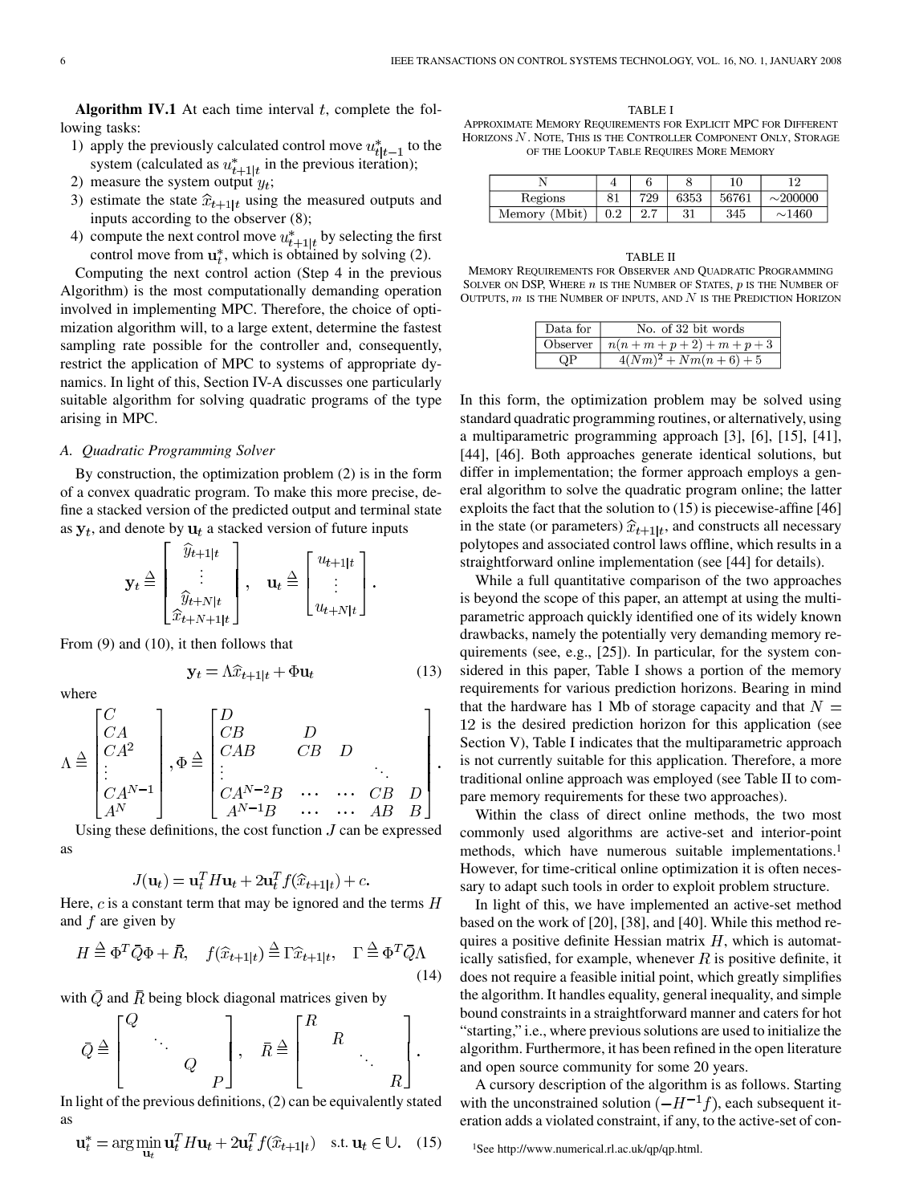**Algorithm IV.1** At each time interval $t$, complete the following tasks:

1) apply the previously calculated control move $u^*_{t|t-1}$ to the system (calculated as $u^*_{t+1|t}$ in the previous iteration);
2) measure the system output $y_t$;
3) estimate the state $\widehat{x}_{t+1|t}$ using the measured outputs and inputs according to the observer (8);
4) compute the next control move $u^*_{t+1|t}$ by selecting the first control move from $\mathbf{u}^*_t$, which is obtained by solving (2).

Computing the next control action (Step 4 in the previous Algorithm) is the most computationally demanding operation involved in implementing MPC. Therefore, the choice of optimization algorithm will, to a large extent, determine the fastest sampling rate possible for the controller and, consequently, restrict the application of MPC to systems of appropriate dynamics. In light of this, Section IV-A discusses one particularly suitable algorithm for solving quadratic programs of the type arising in MPC.

### A. Quadratic Programming Solver

By construction, the optimization problem (2) is in the form of a convex quadratic program. To make this more precise, define a stacked version of the predicted output and terminal state as $\mathbf{y}_t$, and denote by $\mathbf{u}_t$ a stacked version of future inputs

$$\mathbf{y}_t \triangleq \begin{bmatrix} \widehat{y}_{t+1|t} \\ \vdots \\ \widehat{y}_{t+N|t} \\ \widehat{x}_{t+N+1|t} \end{bmatrix}, \quad \mathbf{u}_t \triangleq \begin{bmatrix} u_{t+1|t} \\ \vdots \\ u_{t+N|t} \end{bmatrix}.$$

From (9) and (10), it then follows that

$$\mathbf{y}_t = \Lambda \widehat{x}_{t+1|t} + \Phi \mathbf{u}_t \tag{13}$$

where

$$\Lambda \triangleq \begin{bmatrix} C \\ CA \\ CA^2 \\ \vdots \\ CA^{N-1} \\ A^N \end{bmatrix}, \Phi \triangleq \begin{bmatrix} D & & & & \\ CB & D & & & \\ CAB & CB & D & & \\ \vdots & & & \ddots & \\ CA^{N-2}B & \cdots & \cdots & CB & D \\ A^{N-1}B & \cdots & \cdots & AB & B \end{bmatrix}.$$

Using these definitions, the cost function $J$ can be expressed as

$$J(\mathbf{u}_t) = \mathbf{u}_t^T H \mathbf{u}_t + 2\mathbf{u}_t^T f(\widehat{x}_{t+1|t}) + c.$$

Here, $c$ is a constant term that may be ignored and the terms $H$ and $f$ are given by

$$H \triangleq \Phi^T \bar{Q} \Phi + \bar{R}, \quad f(\widehat{x}_{t+1|t}) \triangleq \Gamma \widehat{x}_{t+1|t}, \quad \Gamma \triangleq \Phi^T \bar{Q} \Lambda \tag{14}$$

with $\bar{Q}$ and $\bar{R}$ being block diagonal matrices given by

$$\bar{Q} \triangleq \begin{bmatrix} Q & & & \\ & \ddots & & \\ & & Q & \\ & & & P \end{bmatrix}, \quad \bar{R} \triangleq \begin{bmatrix} R & & & \\ & R & & \\ & & \ddots & \\ & & & R \end{bmatrix}.$$

In light of the previous definitions, (2) can be equivalently stated as

$$\mathbf{u}_t^* = \arg\min_{\mathbf{u}_t} \mathbf{u}_t^T H \mathbf{u}_t + 2\mathbf{u}_t^T f(\widehat{x}_{t+1|t}) \quad \text{s.t. } \mathbf{u}_t \in \mathbb{U}. \tag{15}$$

TABLE I
APPROXIMATE MEMORY REQUIREMENTS FOR EXPLICIT MPC FOR DIFFERENT HORIZONS $N$. NOTE, THIS IS THE CONTROLLER COMPONENT ONLY, STORAGE OF THE LOOKUP TABLE REQUIRES MORE MEMORY

| N | 4 | 6 | 8 | 10 | 12 |
|---|---|---|---|---|---|
| Regions | 81 | 729 | 6353 | 56761 | ~200000 |
| Memory (Mbit) | 0.2 | 2.7 | 31 | 345 | ~1460 |

TABLE II
MEMORY REQUIREMENTS FOR OBSERVER AND QUADRATIC PROGRAMMING SOLVER ON DSP, WHERE $n$ IS THE NUMBER OF STATES, $p$ IS THE NUMBER OF OUTPUTS, $m$ IS THE NUMBER OF INPUTS, AND $N$ IS THE PREDICTION HORIZON

| Data for | No. of 32 bit words |
|---|---|
| Observer | $n(n+m+p+2)+m+p+3$ |
| QP | $4(Nm)^2 + Nm(n+6)+5$ |

In this form, the optimization problem may be solved using standard quadratic programming routines, or alternatively, using a multiparametric programming approach [3], [6], [15], [41], [44], [46]. Both approaches generate identical solutions, but differ in implementation; the former approach employs a general algorithm to solve the quadratic program online; the latter exploits the fact that the solution to (15) is piecewise-affine [46] in the state (or parameters) $\widehat{x}_{t+1|t}$, and constructs all necessary polytopes and associated control laws offline, which results in a straightforward online implementation (see [44] for details).

While a full quantitative comparison of the two approaches is beyond the scope of this paper, an attempt at using the multiparametric approach quickly identified one of its widely known drawbacks, namely the potentially very demanding memory requirements (see, e.g., [25]). In particular, for the system considered in this paper, Table I shows a portion of the memory requirements for various prediction horizons. Bearing in mind that the hardware has 1 Mb of storage capacity and that $N = 12$ is the desired prediction horizon for this application (see Section V), Table I indicates that the multiparametric approach is not currently suitable for this application. Therefore, a more traditional online approach was employed (see Table II to compare memory requirements for these two approaches).

Within the class of direct online methods, the two most commonly used algorithms are active-set and interior-point methods, which have numerous suitable implementations.[1] However, for time-critical online optimization it is often necessary to adapt such tools in order to exploit problem structure.

In light of this, we have implemented an active-set method based on the work of [20], [38], and [40]. While this method requires a positive definite Hessian matrix $H$, which is automatically satisfied, for example, whenever $R$ is positive definite, it does not require a feasible initial point, which greatly simplifies the algorithm. It handles equality, general inequality, and simple bound constraints in a straightforward manner and caters for hot "starting," i.e., where previous solutions are used to initialize the algorithm. Furthermore, it has been refined in the open literature and open source community for some 20 years.

A cursory description of the algorithm is as follows. Starting with the unconstrained solution $(-H^{-1}f)$, each subsequent iteration adds a violated constraint, if any, to the active-set of con-

[1] See http://www.numerical.rl.ac.uk/qp/qp.html.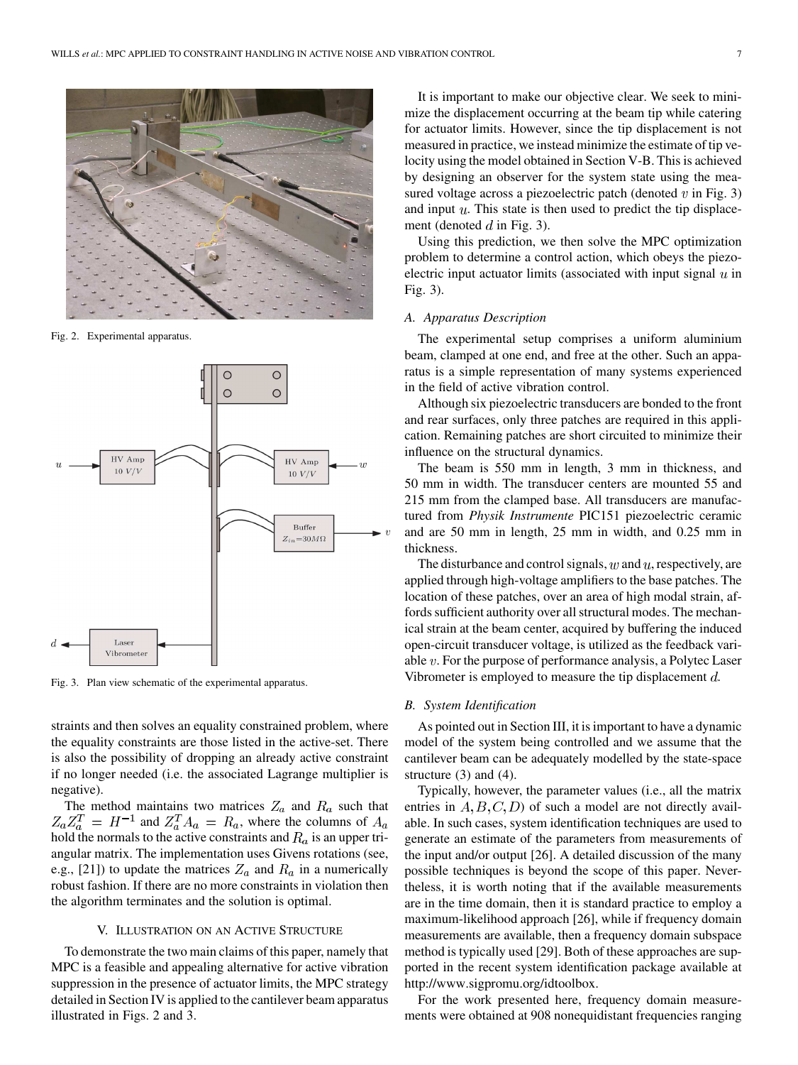Fig. 2. Experimental apparatus.

Fig. 3. Plan view schematic of the experimental apparatus.

straints and then solves an equality constrained problem, where the equality constraints are those listed in the active-set. There is also the possibility of dropping an already active constraint if no longer needed (i.e. the associated Lagrange multiplier is negative).

The method maintains two matrices $Z_a$ and $R_a$ such that $Z_a Z_a^T = H^{-1}$ and $Z_a^T A_a = R_a$, where the columns of $A_a$ hold the normals to the active constraints and $R_a$ is an upper triangular matrix. The implementation uses Givens rotations (see, e.g., [21]) to update the matrices $Z_a$ and $R_a$ in a numerically robust fashion. If there are no more constraints in violation then the algorithm terminates and the solution is optimal.

## V. Illustration on an Active Structure

To demonstrate the two main claims of this paper, namely that MPC is a feasible and appealing alternative for active vibration suppression in the presence of actuator limits, the MPC strategy detailed in Section IV is applied to the cantilever beam apparatus illustrated in Figs. 2 and 3.

It is important to make our objective clear. We seek to minimize the displacement occurring at the beam tip while catering for actuator limits. However, since the tip displacement is not measured in practice, we instead minimize the estimate of tip velocity using the model obtained in Section V-B. This is achieved by designing an observer for the system state using the measured voltage across a piezoelectric patch (denoted $v$ in Fig. 3) and input $u$. This state is then used to predict the tip displacement (denoted $d$ in Fig. 3).

Using this prediction, we then solve the MPC optimization problem to determine a control action, which obeys the piezoelectric input actuator limits (associated with input signal $u$ in Fig. 3).

### A. Apparatus Description

The experimental setup comprises a uniform aluminium beam, clamped at one end, and free at the other. Such an apparatus is a simple representation of many systems experienced in the field of active vibration control.

Although six piezoelectric transducers are bonded to the front and rear surfaces, only three patches are required in this application. Remaining patches are short circuited to minimize their influence on the structural dynamics.

The beam is 550 mm in length, 3 mm in thickness, and 50 mm in width. The transducer centers are mounted 55 and 215 mm from the clamped base. All transducers are manufactured from *Physik Instrumente* PIC151 piezoelectric ceramic and are 50 mm in length, 25 mm in width, and 0.25 mm in thickness.

The disturbance and control signals, $w$ and $u$, respectively, are applied through high-voltage amplifiers to the base patches. The location of these patches, over an area of high modal strain, affords sufficient authority over all structural modes. The mechanical strain at the beam center, acquired by buffering the induced open-circuit transducer voltage, is utilized as the feedback variable $v$. For the purpose of performance analysis, a Polytec Laser Vibrometer is employed to measure the tip displacement $d$.

### B. System Identification

As pointed out in Section III, it is important to have a dynamic model of the system being controlled and we assume that the cantilever beam can be adequately modelled by the state-space structure (3) and (4).

Typically, however, the parameter values (i.e., all the matrix entries in $A, B, C, D$) of such a model are not directly available. In such cases, system identification techniques are used to generate an estimate of the parameters from measurements of the input and/or output [26]. A detailed discussion of the many possible techniques is beyond the scope of this paper. Nevertheless, it is worth noting that if the available measurements are in the time domain, then it is standard practice to employ a maximum-likelihood approach [26], while if frequency domain measurements are available, then a frequency domain subspace method is typically used [29]. Both of these approaches are supported in the recent system identification package available at http://www.sigpromu.org/idtoolbox.

For the work presented here, frequency domain measurements were obtained at 908 nonequidistant frequencies ranging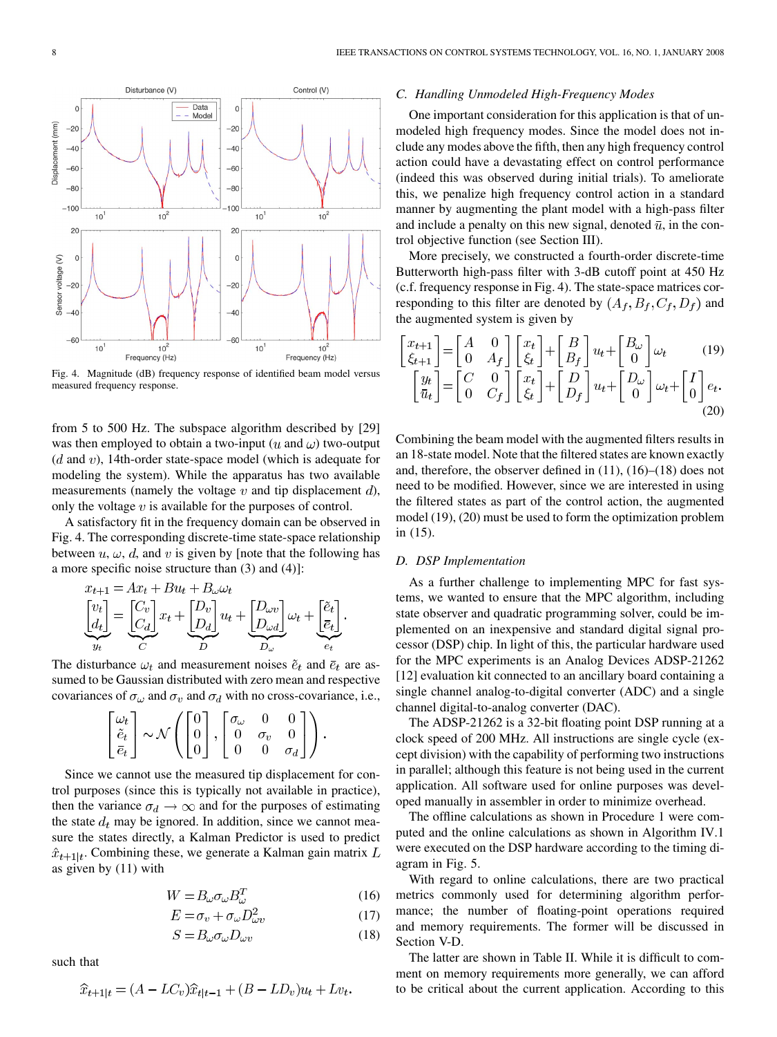Fig. 4. Magnitude (dB) frequency response of identified beam model versus measured frequency response.

from 5 to 500 Hz. The subspace algorithm described by [29] was then employed to obtain a two-input ($u$ and $\omega$) two-output ($d$ and $v$), 14th-order state-space model (which is adequate for modeling the system). While the apparatus has two available measurements (namely the voltage $v$ and tip displacement $d$), only the voltage $v$ is available for the purposes of control.

A satisfactory fit in the frequency domain can be observed in Fig. 4. The corresponding discrete-time state-space relationship between $u$, $\omega$, $d$, and $v$ is given by [note that the following has a more specific noise structure than (3) and (4)]:

$$x_{t+1} = Ax_t + Bu_t + B_\omega \omega_t$$
$$\underbrace{\begin{bmatrix} v_t \\ d_t \end{bmatrix}}_{y_t} = \underbrace{\begin{bmatrix} C_v \\ C_d \end{bmatrix}}_{C} x_t + \underbrace{\begin{bmatrix} D_v \\ D_d \end{bmatrix}}_{D} u_t + \underbrace{\begin{bmatrix} D_{\omega v} \\ D_{\omega d} \end{bmatrix}}_{D_\omega} \omega_t + \underbrace{\begin{bmatrix} \tilde{e}_t \\ \bar{e}_t \end{bmatrix}}_{e_t}.$$

The disturbance $\omega_t$ and measurement noises $\tilde{e}_t$ and $\bar{e}_t$ are assumed to be Gaussian distributed with zero mean and respective covariances of $\sigma_\omega$ and $\sigma_v$ and $\sigma_d$ with no cross-covariance, i.e.,

$$\begin{bmatrix} \omega_t \\ \tilde{e}_t \\ \bar{e}_t \end{bmatrix} \sim \mathcal{N}\left( \begin{bmatrix} 0 \\ 0 \\ 0 \end{bmatrix}, \begin{bmatrix} \sigma_\omega & 0 & 0 \\ 0 & \sigma_v & 0 \\ 0 & 0 & \sigma_d \end{bmatrix} \right).$$

Since we cannot use the measured tip displacement for control purposes (since this is typically not available in practice), then the variance $\sigma_d \to \infty$ and for the purposes of estimating the state $d_t$ may be ignored. In addition, since we cannot measure the states directly, a Kalman Predictor is used to predict $\hat{x}_{t+1|t}$. Combining these, we generate a Kalman gain matrix $L$ as given by (11) with

$$W = B_\omega \sigma_\omega B_\omega^T \tag{16}$$
$$E = \sigma_v + \sigma_\omega D_{\omega v}^2 \tag{17}$$
$$S = B_\omega \sigma_\omega D_{\omega v} \tag{18}$$

such that

$$\hat{x}_{t+1|t} = (A - LC_v)\hat{x}_{t|t-1} + (B - LD_v)u_t + Lv_t.$$

### C. Handling Unmodeled High-Frequency Modes

One important consideration for this application is that of unmodeled high frequency modes. Since the model does not include any modes above the fifth, then any high frequency control action could have a devastating effect on control performance (indeed this was observed during initial trials). To ameliorate this, we penalize high frequency control action in a standard manner by augmenting the plant model with a high-pass filter and include a penalty on this new signal, denoted $\bar{u}$, in the control objective function (see Section III).

More precisely, we constructed a fourth-order discrete-time Butterworth high-pass filter with 3-dB cutoff point at 450 Hz (c.f. frequency response in Fig. 4). The state-space matrices corresponding to this filter are denoted by $(A_f, B_f, C_f, D_f)$ and the augmented system is given by

$$\begin{bmatrix} x_{t+1} \\ \xi_{t+1} \end{bmatrix} = \begin{bmatrix} A & 0 \\ 0 & A_f \end{bmatrix} \begin{bmatrix} x_t \\ \xi_t \end{bmatrix} + \begin{bmatrix} B \\ B_f \end{bmatrix} u_t + \begin{bmatrix} B_\omega \\ 0 \end{bmatrix} \omega_t \tag{19}$$

$$\begin{bmatrix} y_t \\ \bar{u}_t \end{bmatrix} = \begin{bmatrix} C & 0 \\ 0 & C_f \end{bmatrix} \begin{bmatrix} x_t \\ \xi_t \end{bmatrix} + \begin{bmatrix} D \\ D_f \end{bmatrix} u_t + \begin{bmatrix} D_\omega \\ 0 \end{bmatrix} \omega_t + \begin{bmatrix} I \\ 0 \end{bmatrix} e_t. \tag{20}$$

Combining the beam model with the augmented filters results in an 18-state model. Note that the filtered states are known exactly and, therefore, the observer defined in (11), (16)–(18) does not need to be modified. However, since we are interested in using the filtered states as part of the control action, the augmented model (19), (20) must be used to form the optimization problem in (15).

### D. DSP Implementation

As a further challenge to implementing MPC for fast systems, we wanted to ensure that the MPC algorithm, including state observer and quadratic programming solver, could be implemented on an inexpensive and standard digital signal processor (DSP) chip. In light of this, the particular hardware used for the MPC experiments is an Analog Devices ADSP-21262 [12] evaluation kit connected to an ancillary board containing a single channel analog-to-digital converter (ADC) and a single channel digital-to-analog converter (DAC).

The ADSP-21262 is a 32-bit floating point DSP running at a clock speed of 200 MHz. All instructions are single cycle (except division) with the capability of performing two instructions in parallel; although this feature is not being used in the current application. All software used for online purposes was developed manually in assembler in order to minimize overhead.

The offline calculations as shown in Procedure 1 were computed and the online calculations as shown in Algorithm IV.1 were executed on the DSP hardware according to the timing diagram in Fig. 5.

With regard to online calculations, there are two practical metrics commonly used for determining algorithm performance; the number of floating-point operations required and memory requirements. The former will be discussed in Section V-D.

The latter are shown in Table II. While it is difficult to comment on memory requirements more generally, we can afford to be critical about the current application. According to this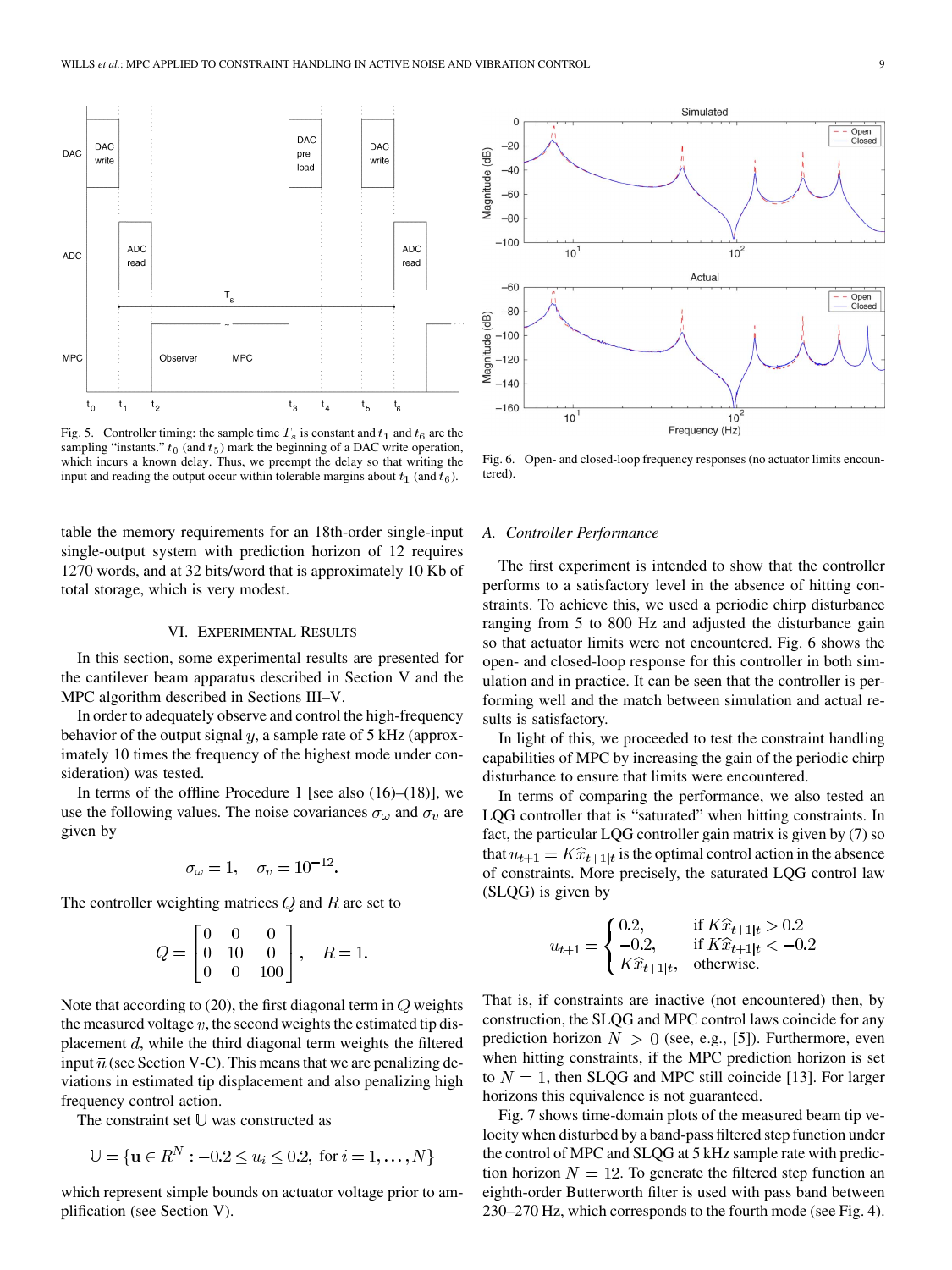Fig. 5. Controller timing: the sample time $T_s$ is constant and $t_1$ and $t_6$ are the sampling "instants." $t_0$ (and $t_5$) mark the beginning of a DAC write operation, which incurs a known delay. Thus, we preempt the delay so that writing the input and reading the output occur within tolerable margins about $t_1$ (and $t_6$).

Fig. 6. Open- and closed-loop frequency responses (no actuator limits encountered).

table the memory requirements for an 18th-order single-input single-output system with prediction horizon of 12 requires 1270 words, and at 32 bits/word that is approximately 10 Kb of total storage, which is very modest.

## VI. Experimental Results

In this section, some experimental results are presented for the cantilever beam apparatus described in Section V and the MPC algorithm described in Sections III–V.

In order to adequately observe and control the high-frequency behavior of the output signal $y$, a sample rate of 5 kHz (approximately 10 times the frequency of the highest mode under consideration) was tested.

In terms of the offline Procedure 1 [see also (16)–(18)], we use the following values. The noise covariances $\sigma_\omega$ and $\sigma_v$ are given by

$$\sigma_\omega = 1, \quad \sigma_v = 10^{-12}.$$

The controller weighting matrices $Q$ and $R$ are set to

$$Q = \begin{bmatrix} 0 & 0 & 0 \\ 0 & 10 & 0 \\ 0 & 0 & 100 \end{bmatrix}, \quad R = 1.$$

Note that according to (20), the first diagonal term in $Q$ weights the measured voltage $v$, the second weights the estimated tip displacement $d$, while the third diagonal term weights the filtered input $\bar{u}$ (see Section V-C). This means that we are penalizing deviations in estimated tip displacement and also penalizing high frequency control action.

The constraint set $\mathbb{U}$ was constructed as

$$\mathbb{U} = \{\mathbf{u} \in R^N : -0.2 \leq u_i \leq 0.2, \text{ for } i = 1, \ldots, N\}$$

which represent simple bounds on actuator voltage prior to amplification (see Section V).

### A. Controller Performance

The first experiment is intended to show that the controller performs to a satisfactory level in the absence of hitting constraints. To achieve this, we used a periodic chirp disturbance ranging from 5 to 800 Hz and adjusted the disturbance gain so that actuator limits were not encountered. Fig. 6 shows the open- and closed-loop response for this controller in both simulation and in practice. It can be seen that the controller is performing well and the match between simulation and actual results is satisfactory.

In light of this, we proceeded to test the constraint handling capabilities of MPC by increasing the gain of the periodic chirp disturbance to ensure that limits were encountered.

In terms of comparing the performance, we also tested an LQG controller that is "saturated" when hitting constraints. In fact, the particular LQG controller gain matrix is given by (7) so that $u_{t+1} = K\hat{x}_{t+1|t}$ is the optimal control action in the absence of constraints. More precisely, the saturated LQG control law (SLQG) is given by

$$u_{t+1} = \begin{cases} 0.2, & \text{if } K\hat{x}_{t+1|t} > 0.2 \\ -0.2, & \text{if } K\hat{x}_{t+1|t} < -0.2 \\ K\hat{x}_{t+1|t}, & \text{otherwise.} \end{cases}$$

That is, if constraints are inactive (not encountered) then, by construction, the SLQG and MPC control laws coincide for any prediction horizon $N > 0$ (see, e.g., [5]). Furthermore, even when hitting constraints, if the MPC prediction horizon is set to $N = 1$, then SLQG and MPC still coincide [13]. For larger horizons this equivalence is not guaranteed.

Fig. 7 shows time-domain plots of the measured beam tip velocity when disturbed by a band-pass filtered step function under the control of MPC and SLQG at 5 kHz sample rate with prediction horizon $N = 12$. To generate the filtered step function an eighth-order Butterworth filter is used with pass band between 230–270 Hz, which corresponds to the fourth mode (see Fig. 4).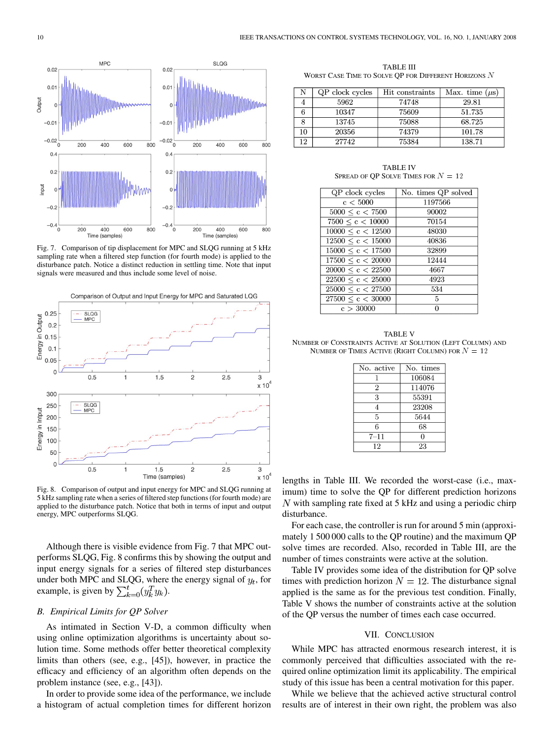Fig. 7. Comparison of tip displacement for MPC and SLQG running at 5 kHz sampling rate when a filtered step function (for fourth mode) is applied to the disturbance patch. Notice a distinct reduction in settling time. Note that input signals were measured and thus include some level of noise.

Fig. 8. Comparison of output and input energy for MPC and SLQG running at 5 kHz sampling rate when a series of filtered step functions (for fourth mode) are applied to the disturbance patch. Notice that both in terms of input and output energy, MPC outperforms SLQG.

Although there is visible evidence from Fig. 7 that MPC outperforms SLQG, Fig. 8 confirms this by showing the output and input energy signals for a series of filtered step disturbances under both MPC and SLQG, where the energy signal of $y_t$, for example, is given by $\sum_{k=0}^{t}(y_k^T y_k)$.

### B. Empirical Limits for QP Solver

As intimated in Section V-D, a common difficulty when using online optimization algorithms is uncertainty about solution time. Some methods offer better theoretical complexity limits than others (see, e.g., [45]), however, in practice the efficacy and efficiency of an algorithm often depends on the problem instance (see, e.g., [43]).

In order to provide some idea of the performance, we include a histogram of actual completion times for different horizon lengths in Table III. We recorded the worst-case (i.e., maximum) time to solve the QP for different prediction horizons $N$ with sampling rate fixed at 5 kHz and using a periodic chirp disturbance.

TABLE III
WORST CASE TIME TO SOLVE QP FOR DIFFERENT HORIZONS $N$

| N | QP clock cycles | Hit constraints | Max. time ($\mu$s) |
|---|---|---|---|
| 4 | 5962 | 74748 | 29.81 |
| 6 | 10347 | 75609 | 51.735 |
| 8 | 13745 | 75088 | 68.725 |
| 10 | 20356 | 74379 | 101.78 |
| 12 | 27742 | 75384 | 138.71 |

For each case, the controller is run for around 5 min (approximately 1 500 000 calls to the QP routine) and the maximum QP solve times are recorded. Also, recorded in Table III, are the number of times constraints were active at the solution.

Table IV provides some idea of the distribution for QP solve times with prediction horizon $N = 12$. The disturbance signal applied is the same as for the previous test condition. Finally, Table V shows the number of constraints active at the solution of the QP versus the number of times each case occurred.

TABLE IV
SPREAD OF QP SOLVE TIMES FOR $N = 12$

| QP clock cycles | No. times QP solved |
|---|---|
| $c < 5000$ | 1197566 |
| $5000 \leq c < 7500$ | 90002 |
| $7500 \leq c < 10000$ | 70154 |
| $10000 \leq c < 12500$ | 48030 |
| $12500 \leq c < 15000$ | 40836 |
| $15000 \leq c < 17500$ | 32899 |
| $17500 \leq c < 20000$ | 12444 |
| $20000 \leq c < 22500$ | 4667 |
| $22500 \leq c < 25000$ | 4923 |
| $25000 \leq c < 27500$ | 534 |
| $27500 \leq c < 30000$ | 5 |
| $c > 30000$ | 0 |

TABLE V
NUMBER OF CONSTRAINTS ACTIVE AT SOLUTION (LEFT COLUMN) AND NUMBER OF TIMES ACTIVE (RIGHT COLUMN) FOR $N = 12$

| No. active | No. times |
|---|---|
| 1 | 106084 |
| 2 | 114076 |
| 3 | 55391 |
| 4 | 23208 |
| 5 | 5644 |
| 6 | 68 |
| 7–11 | 0 |
| 12 | 23 |

## VII. CONCLUSION

While MPC has attracted enormous research interest, it is commonly perceived that difficulties associated with the required online optimization limit its applicability. The empirical study of this issue has been a central motivation for this paper.

While we believe that the achieved active structural control results are of interest in their own right, the problem was also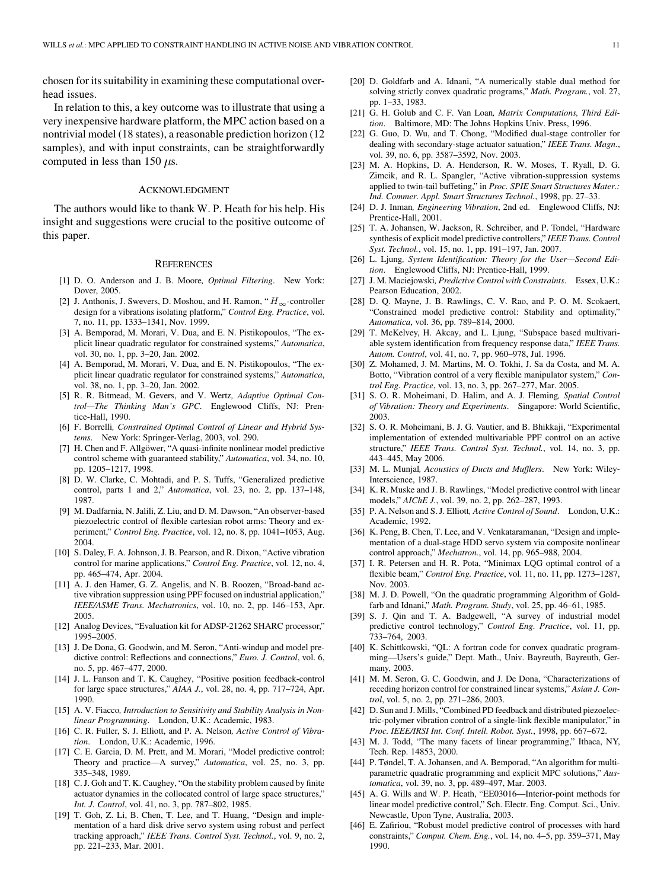chosen for its suitability in examining these computational overhead issues.

In relation to this, a key outcome was to illustrate that using a very inexpensive hardware platform, the MPC action based on a nontrivial model (18 states), a reasonable prediction horizon (12 samples), and with input constraints, can be straightforwardly computed in less than 150 $\mu$s.

## Acknowledgment

The authors would like to thank W. P. Heath for his help. His insight and suggestions were crucial to the positive outcome of this paper.

## References

[1] D. O. Anderson and J. B. Moore, *Optimal Filtering*. New York: Dover, 2005.

[2] J. Anthonis, J. Swevers, D. Moshou, and H. Ramon, " $H_\infty$-controller design for a vibrations isolating platform," *Control Eng. Practice*, vol. 7, no. 11, pp. 1333–1341, Nov. 1999.

[3] A. Bemporad, M. Morari, V. Dua, and E. N. Pistikopoulos, "The explicit linear quadratic regulator for constrained systems," *Automatica*, vol. 30, no. 1, pp. 3–20, Jan. 2002.

[4] A. Bemporad, M. Morari, V. Dua, and E. N. Pistikopoulos, "The explicit linear quadratic regulator for constrained systems," *Automatica*, vol. 38, no. 1, pp. 3–20, Jan. 2002.

[5] R. R. Bitmead, M. Gevers, and V. Wertz, *Adaptive Optimal Control—The Thinking Man's GPC*. Englewood Cliffs, NJ: Prentice-Hall, 1990.

[6] F. Borrelli, *Constrained Optimal Control of Linear and Hybrid Systems*. New York: Springer-Verlag, 2003, vol. 290.

[7] H. Chen and F. Allgöwer, "A quasi-infinite nonlinear model predictive control scheme with guaranteed stability," *Automatica*, vol. 34, no. 10, pp. 1205–1217, 1998.

[8] D. W. Clarke, C. Mohtadi, and P. S. Tuffs, "Generalized predictive control, parts 1 and 2," *Automatica*, vol. 23, no. 2, pp. 137–148, 1987.

[9] M. Dadfarnia, N. Jalili, Z. Liu, and D. M. Dawson, "An observer-based piezoelectric control of flexible cartesian robot arms: Theory and experiment," *Control Eng. Practice*, vol. 12, no. 8, pp. 1041–1053, Aug. 2004.

[10] S. Daley, F. A. Johnson, J. B. Pearson, and R. Dixon, "Active vibration control for marine applications," *Control Eng. Practice*, vol. 12, no. 4, pp. 465–474, Apr. 2004.

[11] A. J. den Hamer, G. Z. Angelis, and N. B. Roozen, "Broad-band active vibration suppression using PPF focused on industrial application," *IEEE/ASME Trans. Mechatronics*, vol. 10, no. 2, pp. 146–153, Apr. 2005.

[12] Analog Devices, "Evaluation kit for ADSP-21262 SHARC processor," 1995–2005.

[13] J. De Dona, G. Goodwin, and M. Seron, "Anti-windup and model predictive control: Reflections and connections," *Euro. J. Control*, vol. 6, no. 5, pp. 467–477, 2000.

[14] J. L. Fanson and T. K. Caughey, "Positive position feedback-control for large space structures," *AIAA J.*, vol. 28, no. 4, pp. 717–724, Apr. 1990.

[15] A. V. Fiacco, *Introduction to Sensitivity and Stability Analysis in Nonlinear Programming*. London, U.K.: Academic, 1983.

[16] C. R. Fuller, S. J. Elliott, and P. A. Nelson, *Active Control of Vibration*. London, U.K.: Academic, 1996.

[17] C. E. Garcia, D. M. Prett, and M. Morari, "Model predictive control: Theory and practice—A survey," *Automatica*, vol. 25, no. 3, pp. 335–348, 1989.

[18] C. J. Goh and T. K. Caughey, "On the stability problem caused by finite actuator dynamics in the collocated control of large space structures," *Int. J. Control*, vol. 41, no. 3, pp. 787–802, 1985.

[19] T. Goh, Z. Li, B. Chen, T. Lee, and T. Huang, "Design and implementation of a hard disk drive servo system using robust and perfect tracking approach," *IEEE Trans. Control Syst. Technol.*, vol. 9, no. 2, pp. 221–233, Mar. 2001.

[20] D. Goldfarb and A. Idnani, "A numerically stable dual method for solving strictly convex quadratic programs," *Math. Program.*, vol. 27, pp. 1–33, 1983.

[21] G. H. Golub and C. F. Van Loan, *Matrix Computations, Third Edition*. Baltimore, MD: The Johns Hopkins Univ. Press, 1996.

[22] G. Guo, D. Wu, and T. Chong, "Modified dual-stage controller for dealing with secondary-stage actuator satuation," *IEEE Trans. Magn.*, vol. 39, no. 6, pp. 3587–3592, Nov. 2003.

[23] M. A. Hopkins, D. A. Henderson, R. W. Moses, T. Ryall, D. G. Zimcik, and R. L. Spangler, "Active vibration-suppression systems applied to twin-tail buffeting," in *Proc. SPIE Smart Structures Mater.: Ind. Commer. Appl. Smart Structures Technol.*, 1998, pp. 27–33.

[24] D. J. Inman, *Engineering Vibration*, 2nd ed. Englewood Cliffs, NJ: Prentice-Hall, 2001.

[25] T. A. Johansen, W. Jackson, R. Schreiber, and P. Tondel, "Hardware synthesis of explicit model predictive controllers," *IEEE Trans. Control Syst. Technol.*, vol. 15, no. 1, pp. 191–197, Jan. 2007.

[26] L. Ljung, *System Identification: Theory for the User—Second Edition*. Englewood Cliffs, NJ: Prentice-Hall, 1999.

[27] J. M. Maciejowski, *Predictive Control with Constraints*. Essex, U.K.: Pearson Education, 2002.

[28] D. Q. Mayne, J. B. Rawlings, C. V. Rao, and P. O. M. Scokaert, "Constrained model predictive control: Stability and optimality," *Automatica*, vol. 36, pp. 789–814, 2000.

[29] T. McKelvey, H. Akcay, and L. Ljung, "Subspace based multivariable system identification from frequency response data," *IEEE Trans. Autom. Control*, vol. 41, no. 7, pp. 960–978, Jul. 1996.

[30] Z. Mohamed, J. M. Martins, M. O. Tokhi, J. Sa da Costa, and M. A. Botto, "Vibration control of a very flexible manipulator system," *Control Eng. Practice*, vol. 13, no. 3, pp. 267–277, Mar. 2005.

[31] S. O. R. Moheimani, D. Halim, and A. J. Fleming, *Spatial Control of Vibration: Theory and Experiments*. Singapore: World Scientific, 2003.

[32] S. O. R. Moheimani, B. J. G. Vautier, and B. Bhikkaji, "Experimental implementation of extended multivariable PPF control on an active structure," *IEEE Trans. Control Syst. Technol.*, vol. 14, no. 3, pp. 443–445, May 2006.

[33] M. L. Munjal, *Acoustics of Ducts and Mufflers*. New York: Wiley-Interscience, 1987.

[34] K. R. Muske and J. B. Rawlings, "Model predictive control with linear models," *AIChE J.*, vol. 39, no. 2, pp. 262–287, 1993.

[35] P. A. Nelson and S. J. Elliott, *Active Control of Sound*. London, U.K.: Academic, 1992.

[36] K. Peng, B. Chen, T. Lee, and V. Venkataramanan, "Design and implementation of a dual-stage HDD servo system via composite nonlinear control approach," *Mechatron.*, vol. 14, pp. 965–988, 2004.

[37] I. R. Petersen and H. R. Pota, "Minimax LQG optimal control of a flexible beam," *Control Eng. Practice*, vol. 11, no. 11, pp. 1273–1287, Nov. 2003.

[38] M. J. D. Powell, "On the quadratic programming Algorithm of Goldfarb and Idnani," *Math. Program. Study*, vol. 25, pp. 46–61, 1985.

[39] S. J. Qin and T. A. Badgewell, "A survey of industrial model predictive control technology," *Control Eng. Practice*, vol. 11, pp. 733–764, 2003.

[40] K. Schittkowski, "QL: A fortran code for convex quadratic programming—Users's guide," Dept. Math., Univ. Bayreuth, Bayreuth, Germany, 2003.

[41] M. M. Seron, G. C. Goodwin, and J. De Dona, "Characterizations of receding horizon control for constrained linear systems," *Asian J. Control*, vol. 5, no. 2, pp. 271–286, 2003.

[42] D. Sun and J. Mills, "Combined PD feedback and distributed piezoelectric-polymer vibration control of a single-link flexible manipulator," in *Proc. IEEE/IRSI Int. Conf. Intell. Robot. Syst.*, 1998, pp. 667–672.

[43] M. J. Todd, "The many facets of linear programming," Ithaca, NY, Tech. Rep. 14853, 2000.

[44] P. Tøndel, T. A. Johansen, and A. Bemporad, "An algorithm for multiparametric quadratic programming and explicit MPC solutions," *Austomatica*, vol. 39, no. 3, pp. 489–497, Mar. 2003.

[45] A. G. Wills and W. P. Heath, "EE03016—Interior-point methods for linear model predictive control," Sch. Electr. Eng. Comput. Sci., Univ. Newcastle, Upon Tyne, Australia, 2003.

[46] E. Zafiriou, "Robust model predictive control of processes with hard constraints," *Comput. Chem. Eng.*, vol. 14, no. 4–5, pp. 359–371, May 1990.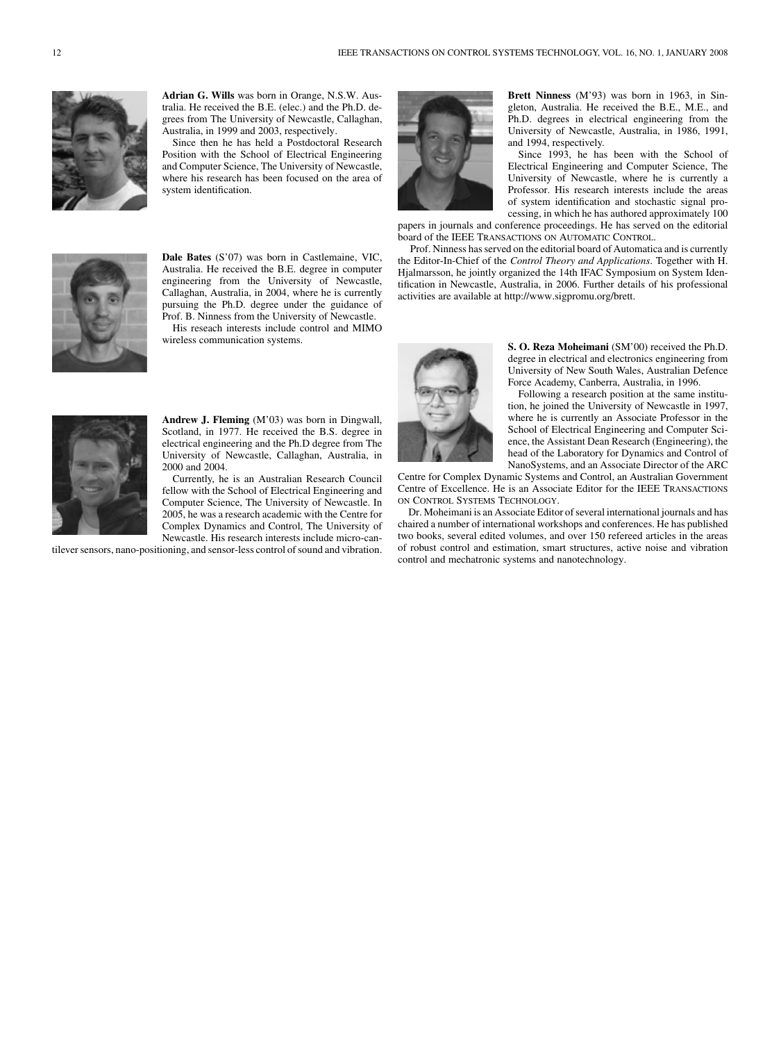**Adrian G. Wills** was born in Orange, N.S.W. Australia. He received the B.E. (elec.) and the Ph.D. degrees from The University of Newcastle, Callaghan, Australia, in 1999 and 2003, respectively.

Since then he has held a Postdoctoral Research Position with the School of Electrical Engineering and Computer Science, The University of Newcastle, where his research has been focused on the area of system identification.

**Dale Bates** (S'07) was born in Castlemaine, VIC, Australia. He received the B.E. degree in computer engineering from the University of Newcastle, Callaghan, Australia, in 2004, where he is currently pursuing the Ph.D. degree under the guidance of Prof. B. Ninness from the University of Newcastle.

His reseach interests include control and MIMO wireless communication systems.

**Andrew J. Fleming** (M'03) was born in Dingwall, Scotland, in 1977. He received the B.S. degree in electrical engineering and the Ph.D degree from The University of Newcastle, Callaghan, Australia, in 2000 and 2004.

Currently, he is an Australian Research Council fellow with the School of Electrical Engineering and Computer Science, The University of Newcastle. In 2005, he was a research academic with the Centre for Complex Dynamics and Control, The University of Newcastle. His research interests include micro-cantilever sensors, nano-positioning, and sensor-less control of sound and vibration.

**Brett Ninness** (M'93) was born in 1963, in Singleton, Australia. He received the B.E., M.E., and Ph.D. degrees in electrical engineering from the University of Newcastle, Australia, in 1986, 1991, and 1994, respectively.

Since 1993, he has been with the School of Electrical Engineering and Computer Science, The University of Newcastle, where he is currently a Professor. His research interests include the areas of system identification and stochastic signal processing, in which he has authored approximately 100 papers in journals and conference proceedings. He has served on the editorial board of the IEEE TRANSACTIONS ON AUTOMATIC CONTROL.

Prof. Ninness has served on the editorial board of Automatica and is currently the Editor-In-Chief of the *Control Theory and Applications*. Together with H. Hjalmarsson, he jointly organized the 14th IFAC Symposium on System Identification in Newcastle, Australia, in 2006. Further details of his professional activities are available at http://www.sigpromu.org/brett.

**S. O. Reza Moheimani** (SM'00) received the Ph.D. degree in electrical and electronics engineering from University of New South Wales, Australian Defence Force Academy, Canberra, Australia, in 1996.

Following a research position at the same institution, he joined the University of Newcastle in 1997, where he is currently an Associate Professor in the School of Electrical Engineering and Computer Science, the Assistant Dean Research (Engineering), the head of the Laboratory for Dynamics and Control of NanoSystems, and an Associate Director of the ARC Centre for Complex Dynamic Systems and Control, an Australian Government Centre of Excellence. He is an Associate Editor for the IEEE TRANSACTIONS ON CONTROL SYSTEMS TECHNOLOGY.

Dr. Moheimani is an Associate Editor of several international journals and has chaired a number of international workshops and conferences. He has published two books, several edited volumes, and over 150 refereed articles in the areas of robust control and estimation, smart structures, active noise and vibration control and mechatronic systems and nanotechnology.